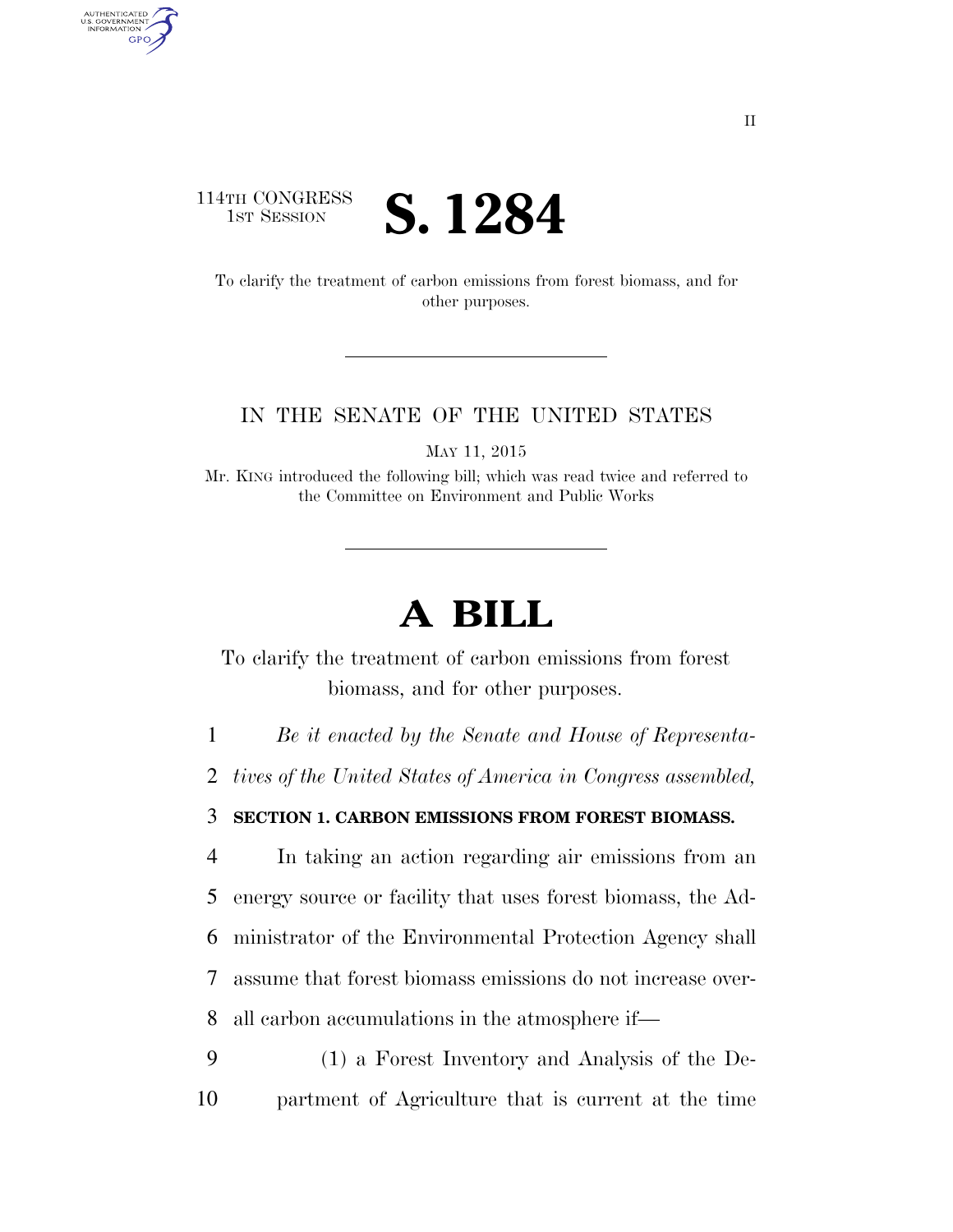114TH CONGRESS
1ST SESSION

# S. 1284

To clarify the treatment of carbon emissions from forest biomass, and for other purposes.

---

IN THE SENATE OF THE UNITED STATES

MAY 11, 2015

Mr. KING introduced the following bill; which was read twice and referred to the Committee on Environment and Public Works

---

# A BILL

To clarify the treatment of carbon emissions from forest biomass, and for other purposes.

*Be it enacted by the Senate and House of Representatives of the United States of America in Congress assembled,*

**SECTION 1. CARBON EMISSIONS FROM FOREST BIOMASS.**

In taking an action regarding air emissions from an energy source or facility that uses forest biomass, the Administrator of the Environmental Protection Agency shall assume that forest biomass emissions do not increase overall carbon accumulations in the atmosphere if—

(1) a Forest Inventory and Analysis of the Department of Agriculture that is current at the time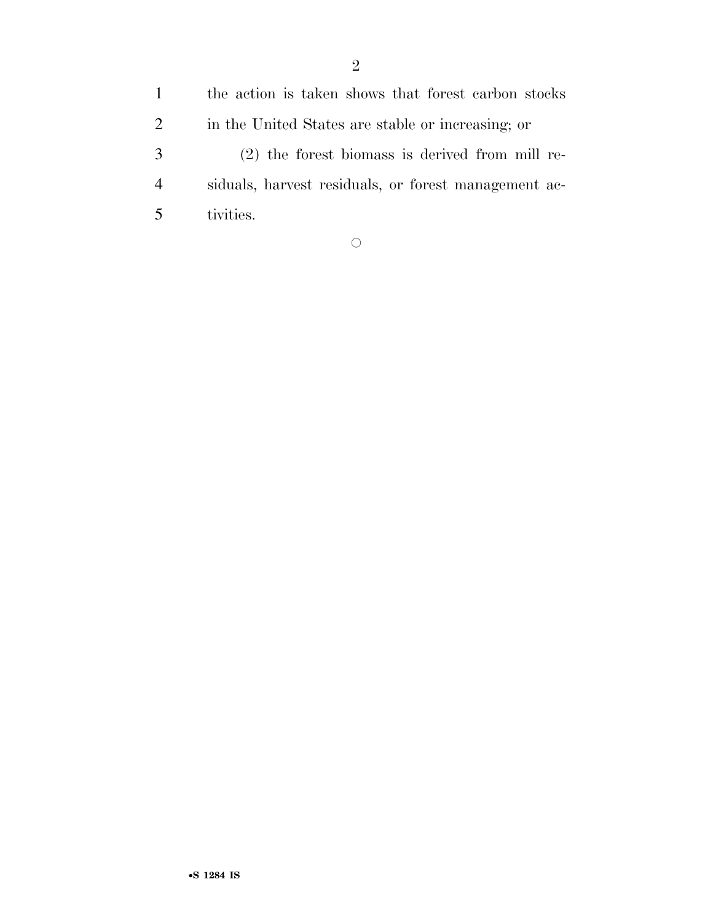the action is taken shows that forest carbon stocks in the United States are stable or increasing; or

(2) the forest biomass is derived from mill residuals, harvest residuals, or forest management activities.

○